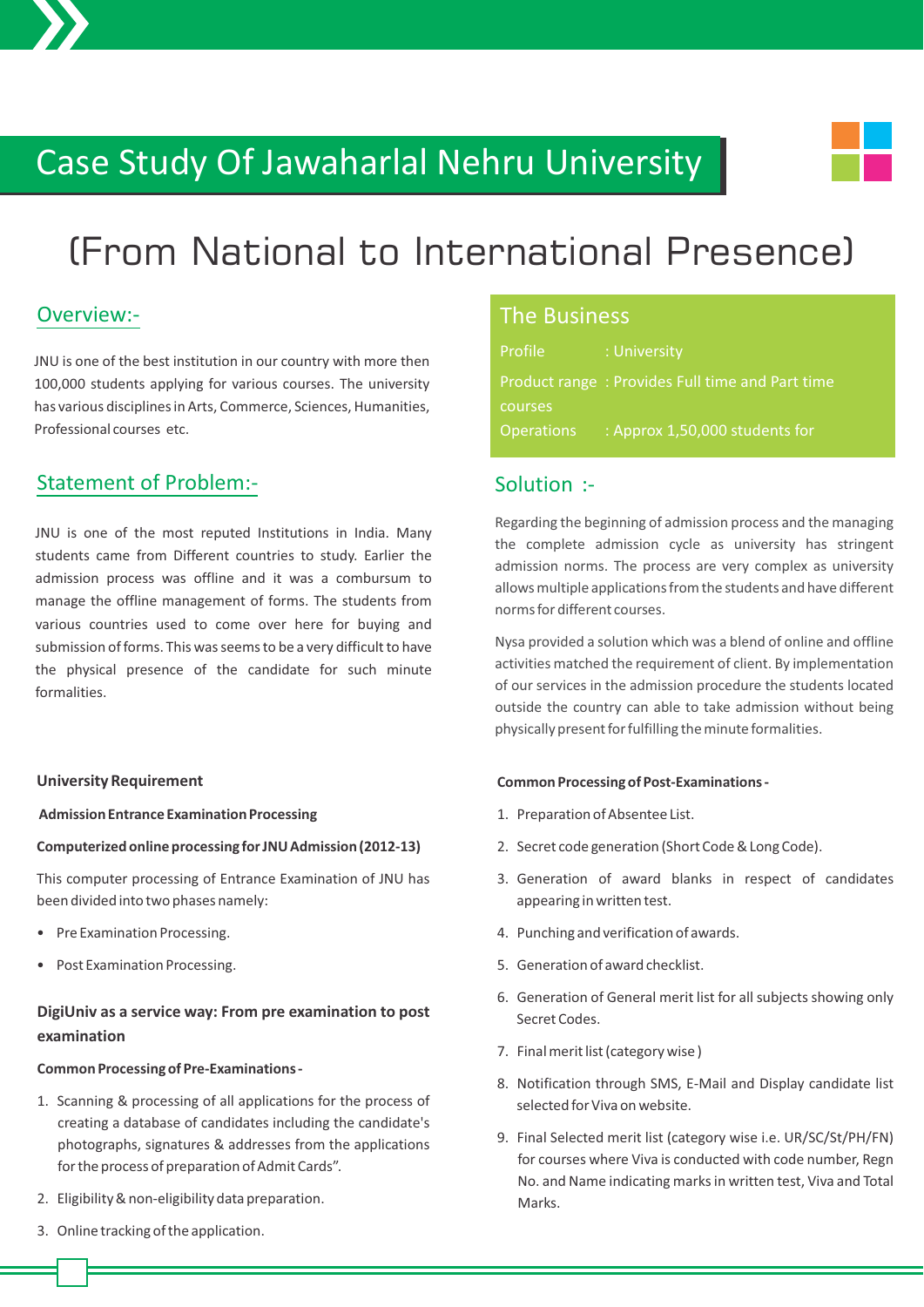# Case Study Of Jawaharlal Nehru University

# (From National to International Presence)

## Overview:-

JNU is one of the best institution in our country with more then 100,000 students applying for various courses. The university has various disciplines in Arts, Commerce, Sciences, Humanities, Professional courses etc.

## Statement of Problem:-

JNU is one of the most reputed Institutions in India. Many students came from Different countries to study. Earlier the admission process was offline and it was a combursum to manage the offline management of forms. The students from various countries used to come over here for buying and submission of forms. This was seems to be a very difficult to have the physical presence of the candidate for such minute formalities.

## The Business

Profile : University

Product range : Provides Full time and Part time courses

Operations : Approx 1,50,000 students for

## Solution :-

Regarding the beginning of admission process and the managing the complete admission cycle as university has stringent admission norms. The process are very complex as university allows multiple applications from the students and have different norms for different courses.

Nysa provided a solution which was a blend of online and offline activities matched the requirement of client. By implementation of our services in the admission procedure the students located outside the country can able to take admission without being physically present for fulfilling the minute formalities.

### University Requirement

**Admission Entrance Examination Processing**

**Computerized online processing for JNU Admission (2012-13)**

This computer processing of Entrance Examination of JNU has been divided into two phases namely:

- Pre Examination Processing.
- Post Examination Processing.

### DigiUniv as a service way: From pre examination to post examination

**Common Processing of Pre-Examinations -**

1. Scanning & processing of all applications for the process of creating a database of candidates including the candidate's photographs, signatures & addresses from the applications for the process of preparation of Admit Cards".
2. Eligibility & non-eligibility data preparation.
3. Online tracking of the application.

**Common Processing of Post-Examinations -**

1. Preparation of Absentee List.
2. Secret code generation (Short Code & Long Code).
3. Generation of award blanks in respect of candidates appearing in written test.
4. Punching and verification of awards.
5. Generation of award checklist.
6. Generation of General merit list for all subjects showing only Secret Codes.
7. Final merit list (category wise )
8. Notification through SMS, E-Mail and Display candidate list selected for Viva on website.
9. Final Selected merit list (category wise i.e. UR/SC/St/PH/FN) for courses where Viva is conducted with code number, Regn No. and Name indicating marks in written test, Viva and Total Marks.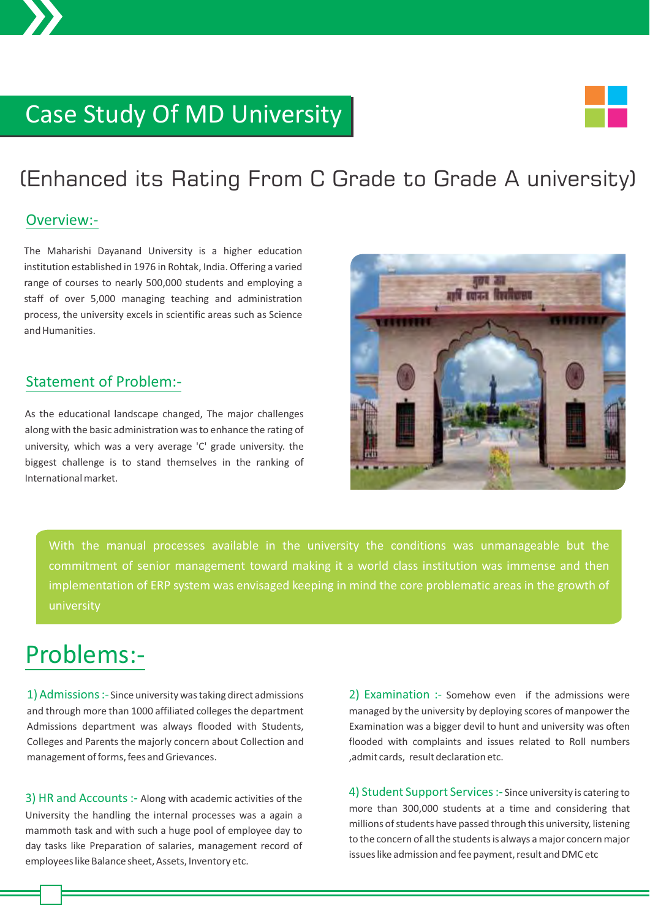# Case Study Of MD University

## (Enhanced its Rating From C Grade to Grade A university)

### Overview:-

The Maharishi Dayanand University is a higher education institution established in 1976 in Rohtak, India. Offering a varied range of courses to nearly 500,000 students and employing a staff of over 5,000 managing teaching and administration process, the university excels in scientific areas such as Science and Humanities.

### Statement of Problem:-

As the educational landscape changed, The major challenges along with the basic administration was to enhance the rating of university, which was a very average 'C' grade university. the biggest challenge is to stand themselves in the ranking of International market.

With the manual processes available in the university the conditions was unmanageable but the commitment of senior management toward making it a world class institution was immense and then implementation of ERP system was envisaged keeping in mind the core problematic areas in the growth of university

## Problems:-

**1) Admissions :-** Since university was taking direct admissions and through more than 1000 affiliated colleges the department Admissions department was always flooded with Students, Colleges and Parents the majorly concern about Collection and management of forms, fees and Grievances.

**2) Examination :-** Somehow even if the admissions were managed by the university by deploying scores of manpower the Examination was a bigger devil to hunt and university was often flooded with complaints and issues related to Roll numbers ,admit cards, result declaration etc.

**3) HR and Accounts :-** Along with academic activities of the University the handling the internal processes was a again a mammoth task and with such a huge pool of employee day to day tasks like Preparation of salaries, management record of employees like Balance sheet, Assets, Inventory etc.

**4) Student Support Services :-** Since university is catering to more than 300,000 students at a time and considering that millions of students have passed through this university, listening to the concern of all the students is always a major concern major issues like admission and fee payment, result and DMC etc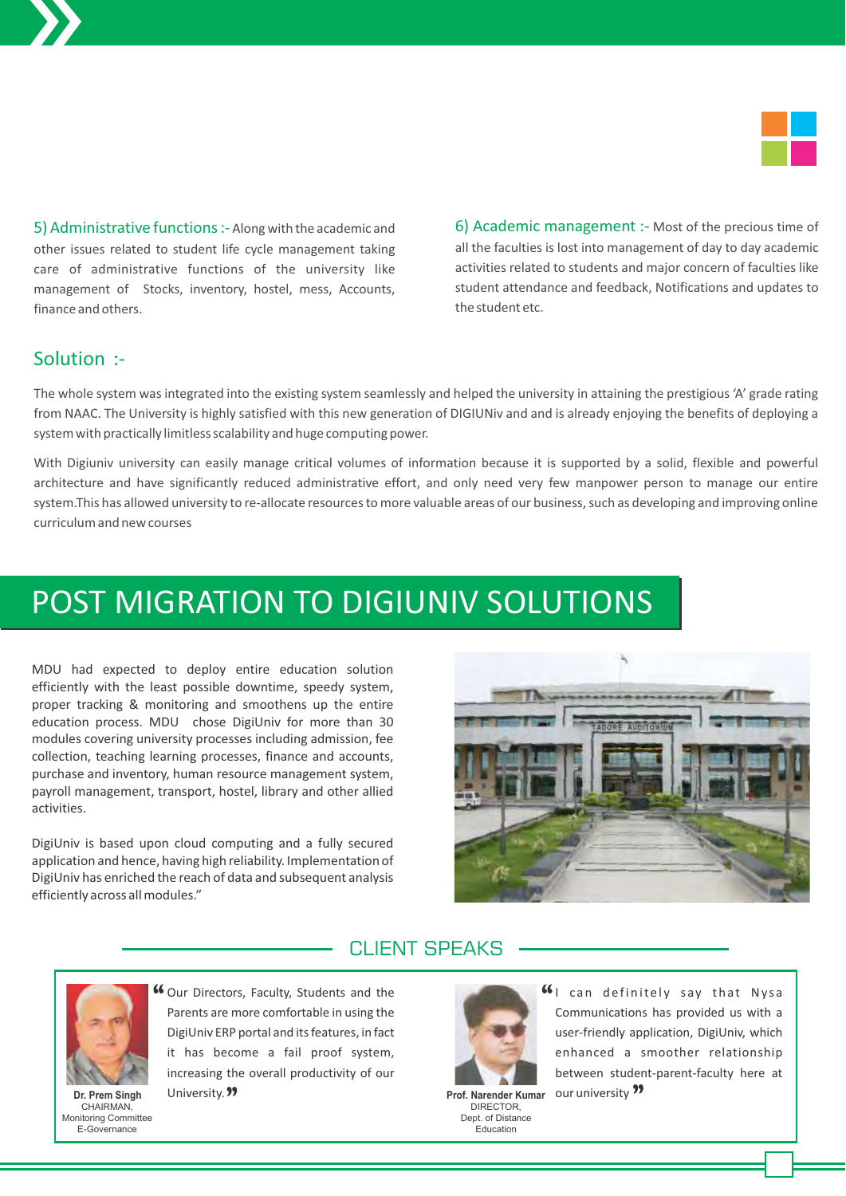**5) Administrative functions :-** Along with the academic and other issues related to student life cycle management taking care of administrative functions of the university like management of Stocks, inventory, hostel, mess, Accounts, finance and others.

**6) Academic management :-** Most of the precious time of all the faculties is lost into management of day to day academic activities related to students and major concern of faculties like student attendance and feedback, Notifications and updates to the student etc.

## Solution :-

The whole system was integrated into the existing system seamlessly and helped the university in attaining the prestigious 'A' grade rating from NAAC. The University is highly satisfied with this new generation of DIGIUNiv and and is already enjoying the benefits of deploying a system with practically limitless scalability and huge computing power.

With Digiuniv university can easily manage critical volumes of information because it is supported by a solid, flexible and powerful architecture and have significantly reduced administrative effort, and only need very few manpower person to manage our entire system.This has allowed university to re-allocate resources to more valuable areas of our business, such as developing and improving online curriculum and new courses

# POST MIGRATION TO DIGIUNIV SOLUTIONS

MDU had expected to deploy entire education solution efficiently with the least possible downtime, speedy system, proper tracking & monitoring and smoothens up the entire education process. MDU chose DigiUniv for more than 30 modules covering university processes including admission, fee collection, teaching learning processes, finance and accounts, purchase and inventory, human resource management system, payroll management, transport, hostel, library and other allied activities.

DigiUniv is based upon cloud computing and a fully secured application and hence, having high reliability. Implementation of DigiUniv has enriched the reach of data and subsequent analysis efficiently across all modules."

## CLIENT SPEAKS

"Our Directors, Faculty, Students and the Parents are more comfortable in using the DigiUniv ERP portal and its features, in fact it has become a fail proof system, increasing the overall productivity of our University."

**Dr. Prem Singh**
CHAIRMAN,
Monitoring Committee
E-Governance

"I can definitely say that Nysa Communications has provided us with a user-friendly application, DigiUniv, which enhanced a smoother relationship between student-parent-faculty here at our university"

**Prof. Narender Kumar**
DIRECTOR,
Dept. of Distance
Education